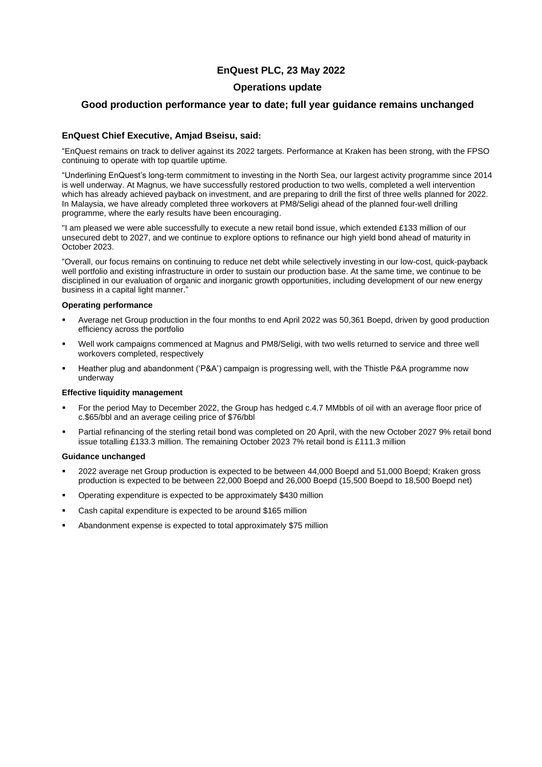# EnQuest PLC, 23 May 2022

## Operations update

## Good production performance year to date; full year guidance remains unchanged

### EnQuest Chief Executive, Amjad Bseisu, said:

"EnQuest remains on track to deliver against its 2022 targets. Performance at Kraken has been strong, with the FPSO continuing to operate with top quartile uptime.

"Underlining EnQuest's long-term commitment to investing in the North Sea, our largest activity programme since 2014 is well underway. At Magnus, we have successfully restored production to two wells, completed a well intervention which has already achieved payback on investment, and are preparing to drill the first of three wells planned for 2022. In Malaysia, we have already completed three workovers at PM8/Seligi ahead of the planned four-well drilling programme, where the early results have been encouraging.

"I am pleased we were able successfully to execute a new retail bond issue, which extended £133 million of our unsecured debt to 2027, and we continue to explore options to refinance our high yield bond ahead of maturity in October 2023.

"Overall, our focus remains on continuing to reduce net debt while selectively investing in our low-cost, quick-payback well portfolio and existing infrastructure in order to sustain our production base. At the same time, we continue to be disciplined in our evaluation of organic and inorganic growth opportunities, including development of our new energy business in a capital light manner."

**Operating performance**

- Average net Group production in the four months to end April 2022 was 50,361 Boepd, driven by good production efficiency across the portfolio
- Well work campaigns commenced at Magnus and PM8/Seligi, with two wells returned to service and three well workovers completed, respectively
- Heather plug and abandonment ('P&A') campaign is progressing well, with the Thistle P&A programme now underway

**Effective liquidity management**

- For the period May to December 2022, the Group has hedged c.4.7 MMbbls of oil with an average floor price of c.$65/bbl and an average ceiling price of $76/bbl
- Partial refinancing of the sterling retail bond was completed on 20 April, with the new October 2027 9% retail bond issue totalling £133.3 million. The remaining October 2023 7% retail bond is £111.3 million

**Guidance unchanged**

- 2022 average net Group production is expected to be between 44,000 Boepd and 51,000 Boepd; Kraken gross production is expected to be between 22,000 Boepd and 26,000 Boepd (15,500 Boepd to 18,500 Boepd net)
- Operating expenditure is expected to be approximately $430 million
- Cash capital expenditure is expected to be around $165 million
- Abandonment expense is expected to total approximately $75 million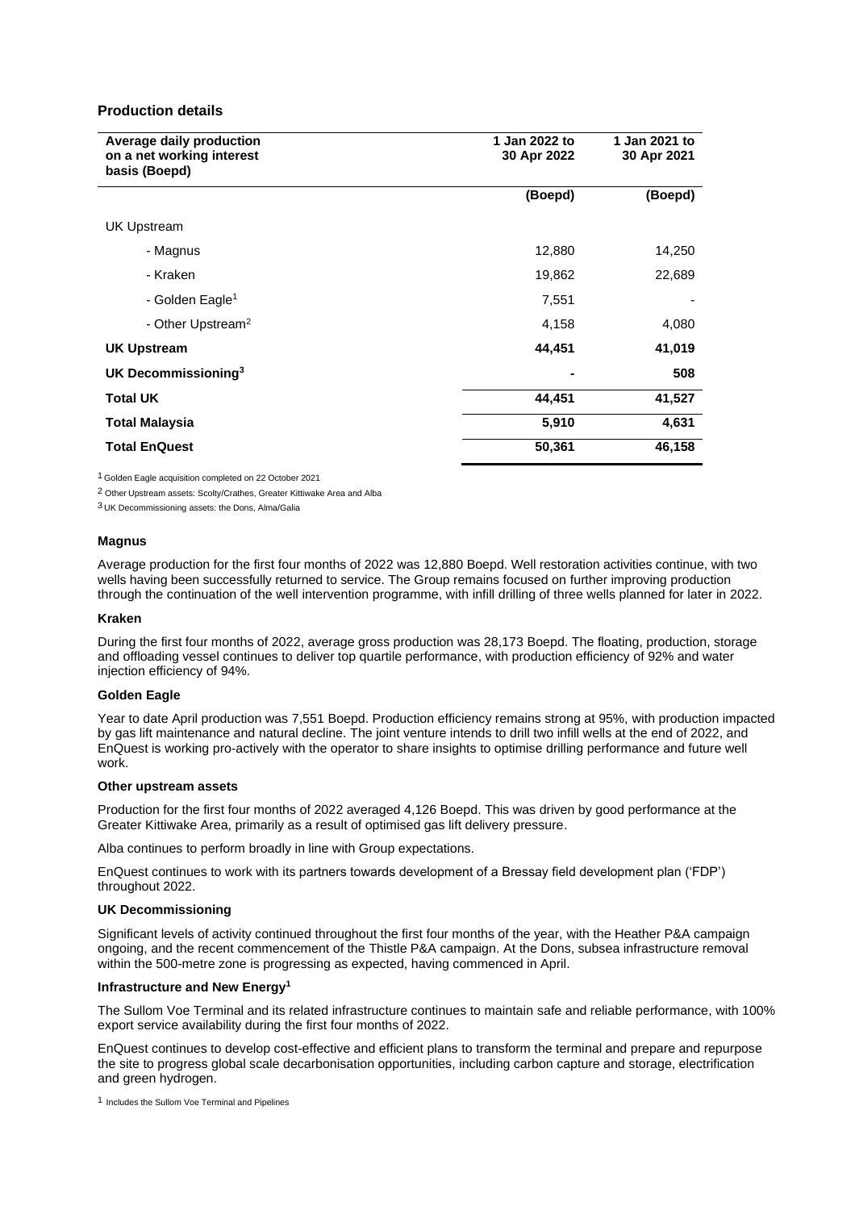## Production details

| Average daily production on a net working interest basis (Boepd) | 1 Jan 2022 to 30 Apr 2022 | 1 Jan 2021 to 30 Apr 2021 |
|---|---|---|
| | (Boepd) | (Boepd) |
| UK Upstream | | |
| - Magnus | 12,880 | 14,250 |
| - Kraken | 19,862 | 22,689 |
| - Golden Eagle[1] | 7,551 | - |
| - Other Upstream[2] | 4,158 | 4,080 |
| **UK Upstream** | **44,451** | **41,019** |
| **UK Decommissioning[3]** | **-** | **508** |
| **Total UK** | **44,451** | **41,527** |
| **Total Malaysia** | **5,910** | **4,631** |
| **Total EnQuest** | **50,361** | **46,158** |

1 Golden Eagle acquisition completed on 22 October 2021

2 Other Upstream assets: Scolty/Crathes, Greater Kittiwake Area and Alba

3 UK Decommissioning assets: the Dons, Alma/Galia

### Magnus

Average production for the first four months of 2022 was 12,880 Boepd. Well restoration activities continue, with two wells having been successfully returned to service. The Group remains focused on further improving production through the continuation of the well intervention programme, with infill drilling of three wells planned for later in 2022.

### Kraken

During the first four months of 2022, average gross production was 28,173 Boepd. The floating, production, storage and offloading vessel continues to deliver top quartile performance, with production efficiency of 92% and water injection efficiency of 94%.

### Golden Eagle

Year to date April production was 7,551 Boepd. Production efficiency remains strong at 95%, with production impacted by gas lift maintenance and natural decline. The joint venture intends to drill two infill wells at the end of 2022, and EnQuest is working pro-actively with the operator to share insights to optimise drilling performance and future well work.

### Other upstream assets

Production for the first four months of 2022 averaged 4,126 Boepd. This was driven by good performance at the Greater Kittiwake Area, primarily as a result of optimised gas lift delivery pressure.

Alba continues to perform broadly in line with Group expectations.

EnQuest continues to work with its partners towards development of a Bressay field development plan ('FDP') throughout 2022.

### UK Decommissioning

Significant levels of activity continued throughout the first four months of the year, with the Heather P&A campaign ongoing, and the recent commencement of the Thistle P&A campaign. At the Dons, subsea infrastructure removal within the 500-metre zone is progressing as expected, having commenced in April.

### Infrastructure and New Energy[1]

The Sullom Voe Terminal and its related infrastructure continues to maintain safe and reliable performance, with 100% export service availability during the first four months of 2022.

EnQuest continues to develop cost-effective and efficient plans to transform the terminal and prepare and repurpose the site to progress global scale decarbonisation opportunities, including carbon capture and storage, electrification and green hydrogen.

1 Includes the Sullom Voe Terminal and Pipelines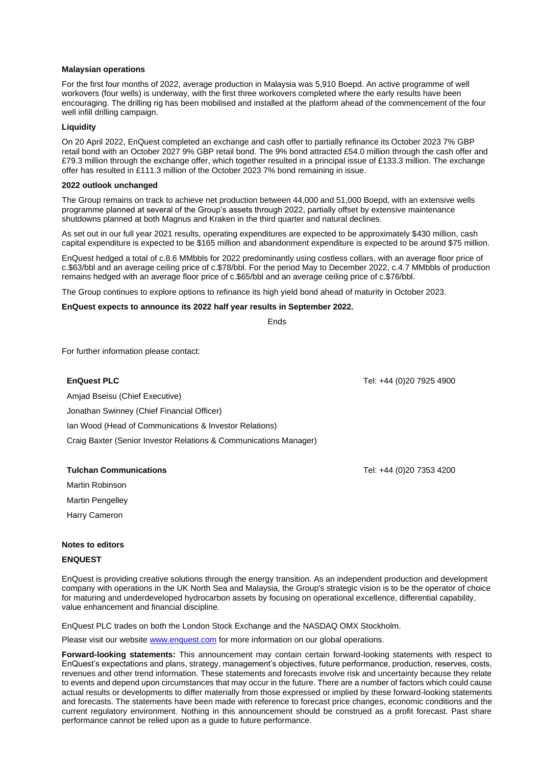**Malaysian operations**

For the first four months of 2022, average production in Malaysia was 5,910 Boepd. An active programme of well workovers (four wells) is underway, with the first three workovers completed where the early results have been encouraging. The drilling rig has been mobilised and installed at the platform ahead of the commencement of the four well infill drilling campaign.

**Liquidity**

On 20 April 2022, EnQuest completed an exchange and cash offer to partially refinance its October 2023 7% GBP retail bond with an October 2027 9% GBP retail bond. The 9% bond attracted £54.0 million through the cash offer and £79.3 million through the exchange offer, which together resulted in a principal issue of £133.3 million. The exchange offer has resulted in £111.3 million of the October 2023 7% bond remaining in issue.

**2022 outlook unchanged**

The Group remains on track to achieve net production between 44,000 and 51,000 Boepd, with an extensive wells programme planned at several of the Group's assets through 2022, partially offset by extensive maintenance shutdowns planned at both Magnus and Kraken in the third quarter and natural declines.

As set out in our full year 2021 results, operating expenditures are expected to be approximately $430 million, cash capital expenditure is expected to be $165 million and abandonment expenditure is expected to be around $75 million.

EnQuest hedged a total of c.8.6 MMbbls for 2022 predominantly using costless collars, with an average floor price of c.$63/bbl and an average ceiling price of c.$78/bbl. For the period May to December 2022, c.4.7 MMbbls of production remains hedged with an average floor price of c.$65/bbl and an average ceiling price of c.$76/bbl.

The Group continues to explore options to refinance its high yield bond ahead of maturity in October 2023.

**EnQuest expects to announce its 2022 half year results in September 2022.**

Ends

For further information please contact:

**EnQuest PLC** Tel: +44 (0)20 7925 4900

Amjad Bseisu (Chief Executive)

Jonathan Swinney (Chief Financial Officer)

Ian Wood (Head of Communications & Investor Relations)

Craig Baxter (Senior Investor Relations & Communications Manager)

**Tulchan Communications** Tel: +44 (0)20 7353 4200

Martin Robinson

Martin Pengelley

Harry Cameron

**Notes to editors**

**ENQUEST**

EnQuest is providing creative solutions through the energy transition. As an independent production and development company with operations in the UK North Sea and Malaysia, the Group's strategic vision is to be the operator of choice for maturing and underdeveloped hydrocarbon assets by focusing on operational excellence, differential capability, value enhancement and financial discipline.

EnQuest PLC trades on both the London Stock Exchange and the NASDAQ OMX Stockholm.

Please visit our website www.enquest.com for more information on our global operations.

**Forward-looking statements:** This announcement may contain certain forward-looking statements with respect to EnQuest's expectations and plans, strategy, management's objectives, future performance, production, reserves, costs, revenues and other trend information. These statements and forecasts involve risk and uncertainty because they relate to events and depend upon circumstances that may occur in the future. There are a number of factors which could cause actual results or developments to differ materially from those expressed or implied by these forward-looking statements and forecasts. The statements have been made with reference to forecast price changes, economic conditions and the current regulatory environment. Nothing in this announcement should be construed as a profit forecast. Past share performance cannot be relied upon as a guide to future performance.